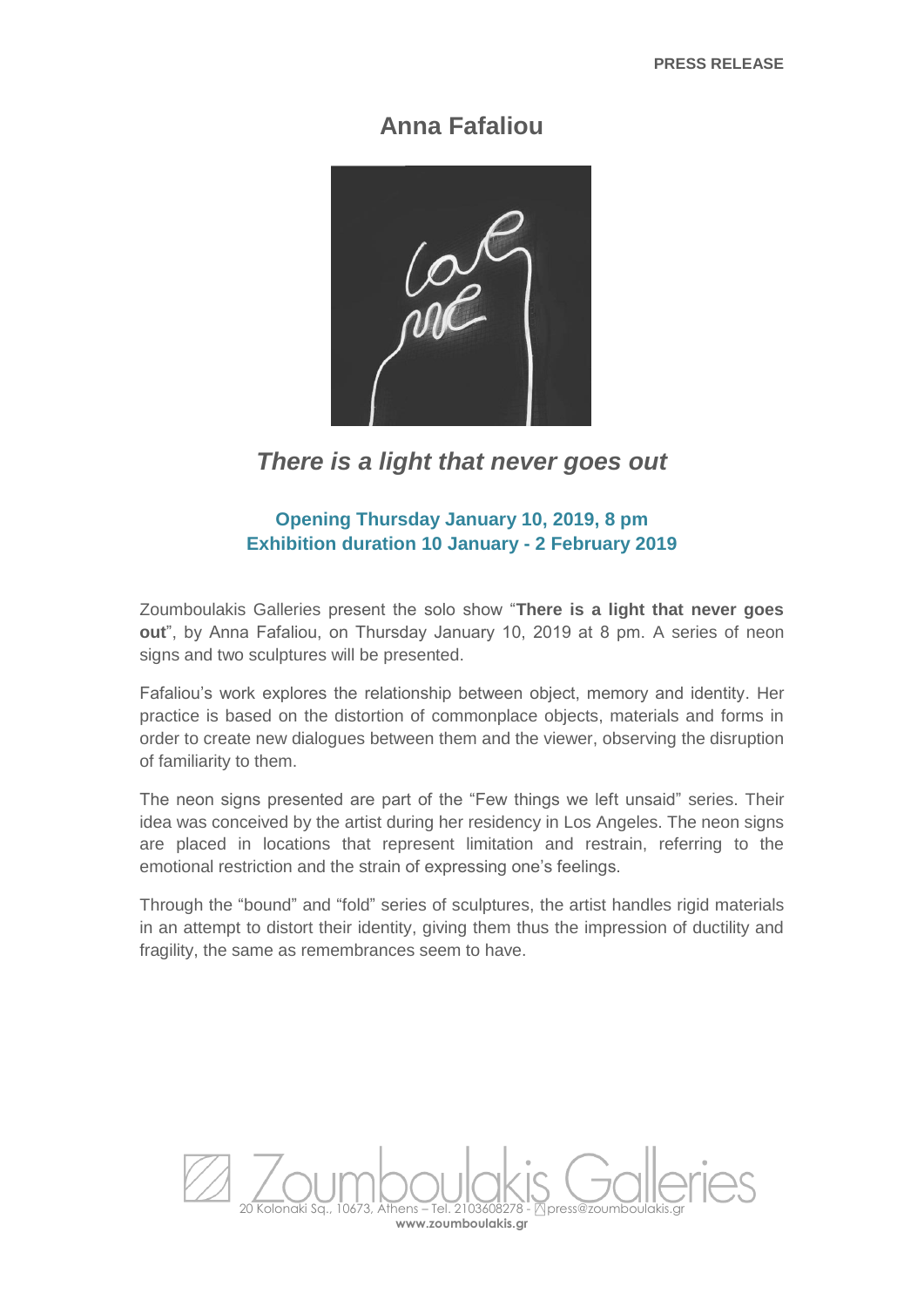PRESS RELEASE

# Anna Fafaliou

## *There is a light that never goes out*

**Opening Thursday January 10, 2019, 8 pm**
**Exhibition duration 10 January - 2 February 2019**

Zoumboulakis Galleries present the solo show "**There is a light that never goes out**", by Anna Fafaliou, on Thursday January 10, 2019 at 8 pm. A series of neon signs and two sculptures will be presented.

Fafaliou's work explores the relationship between object, memory and identity. Her practice is based on the distortion of commonplace objects, materials and forms in order to create new dialogues between them and the viewer, observing the disruption of familiarity to them.

The neon signs presented are part of the "Few things we left unsaid" series. Their idea was conceived by the artist during her residency in Los Angeles. The neon signs are placed in locations that represent limitation and restrain, referring to the emotional restriction and the strain of expressing one's feelings.

Through the "bound" and "fold" series of sculptures, the artist handles rigid materials in an attempt to distort their identity, giving them thus the impression of ductility and fragility, the same as remembrances seem to have.

Zoumboulakis Galleries
20 Kolonaki Sq., 10673, Athens – Tel. 2103608278 - press@zoumboulakis.gr
**www.zoumboulakis.gr**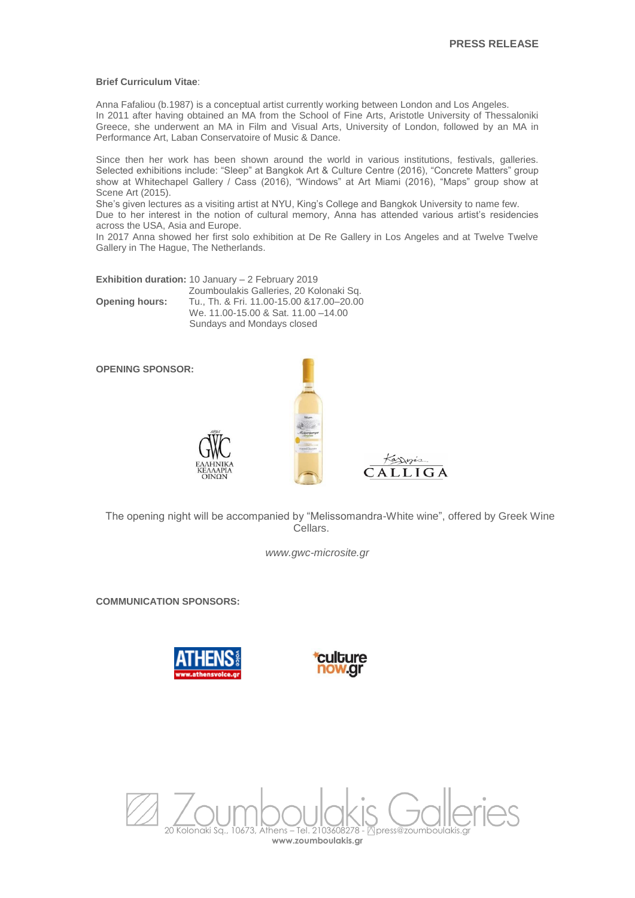**PRESS RELEASE**

**Brief Curriculum Vitae**:

Anna Fafaliou (b.1987) is a conceptual artist currently working between London and Los Angeles.
In 2011 after having obtained an MA from the School of Fine Arts, Aristotle University of Thessaloniki Greece, she underwent an MA in Film and Visual Arts, University of London, followed by an MA in Performance Art, Laban Conservatoire of Music & Dance.

Since then her work has been shown around the world in various institutions, festivals, galleries. Selected exhibitions include: "Sleep" at Bangkok Art & Culture Centre (2016), "Concrete Matters" group show at Whitechapel Gallery / Cass (2016), "Windows" at Art Miami (2016), "Maps" group show at Scene Art (2015).
She's given lectures as a visiting artist at NYU, King's College and Bangkok University to name few.
Due to her interest in the notion of cultural memory, Anna has attended various artist's residencies across the USA, Asia and Europe.
In 2017 Anna showed her first solo exhibition at De Re Gallery in Los Angeles and at Twelve Twelve Gallery in The Hague, The Netherlands.

**Exhibition duration:** 10 January – 2 February 2019
Zoumboulakis Galleries, 20 Kolonaki Sq.
**Opening hours:** Tu., Th. & Fri. 11.00-15.00 &17.00–20.00
We. 11.00-15.00 & Sat. 11.00 –14.00
Sundays and Mondays closed

**OPENING SPONSOR:**

The opening night will be accompanied by "Melissomandra-White wine", offered by Greek Wine Cellars.

*www.gwc-microsite.gr*

**COMMUNICATION SPONSORS:**

20 Kolonaki Sq., 10673, Athens – Tel. 2103608278 - press@zoumboulakis.gr
**www.zoumboulakis.gr**